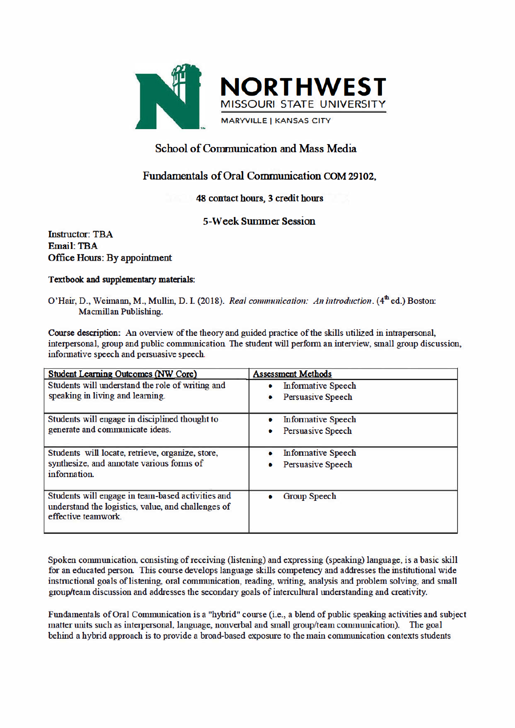NORTHWEST
MISSOURI STATE UNIVERSITY
MARYVILLE | KANSAS CITY

# School of Communication and Mass Media

## Fundamentals of Oral Communication COM 29102,

**48 contact hours, 3 credit hours**

**5-Week Summer Session**

**Instructor**: TBA
**Email**: TBA
**Office Hours**: By appointment

**Textbook and supplementary materials:**

O'Hair, D., Weimann, M., Mullin, D. I. (2018). *Real communication: An introduction*. (4th ed.) Boston: Macmillan Publishing.

**Course description:** An overview of the theory and guided practice of the skills utilized in intrapersonal, interpersonal, group and public communication. The student will perform an interview, small group discussion, informative speech and persuasive speech.

| Student Learning Outcomes (NW Core) | Assessment Methods |
|---|---|
| Students will understand the role of writing and speaking in living and learning. | • Informative Speech<br>• Persuasive Speech |
| Students will engage in disciplined thought to generate and communicate ideas. | • Informative Speech<br>• Persuasive Speech |
| Students will locate, retrieve, organize, store, synthesize, and annotate various forms of information. | • Informative Speech<br>• Persuasive Speech |
| Students will engage in team-based activities and understand the logistics, value, and challenges of effective teamwork. | • Group Speech |

Spoken communication, consisting of receiving (listening) and expressing (speaking) language, is a basic skill for an educated person. This course develops language skills competency and addresses the institutional wide instructional goals of listening, oral communication, reading, writing, analysis and problem solving, and small group/team discussion and addresses the secondary goals of intercultural understanding and creativity.

Fundamentals of Oral Communication is a "hybrid" course (i.e., a blend of public speaking activities and subject matter units such as interpersonal, language, nonverbal and small group/team communication). The goal behind a hybrid approach is to provide a broad-based exposure to the main communication contexts students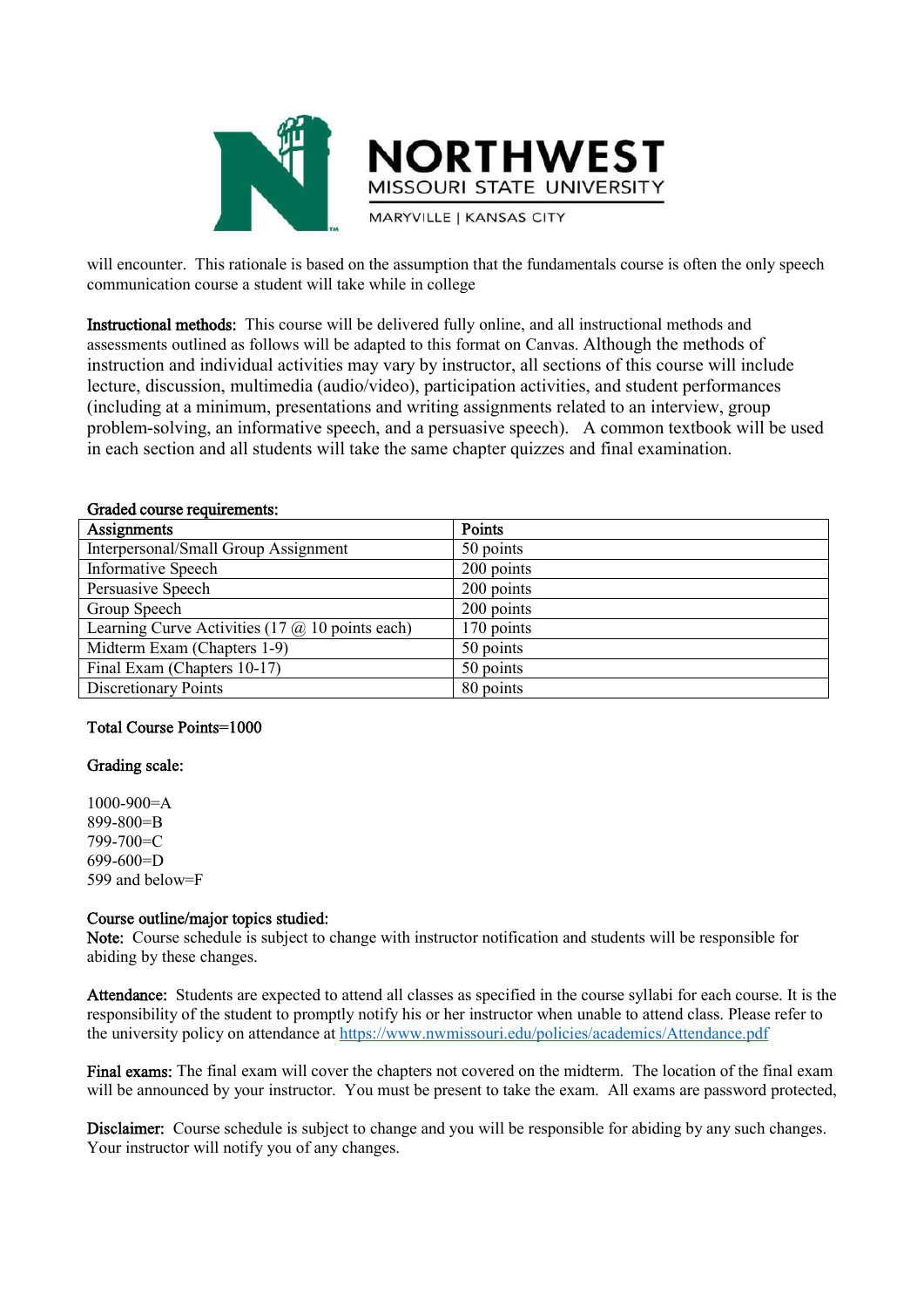will encounter. This rationale is based on the assumption that the fundamentals course is often the only speech communication course a student will take while in college

**Instructional methods:** This course will be delivered fully online, and all instructional methods and assessments outlined as follows will be adapted to this format on Canvas. Although the methods of instruction and individual activities may vary by instructor, all sections of this course will include lecture, discussion, multimedia (audio/video), participation activities, and student performances (including at a minimum, presentations and writing assignments related to an interview, group problem-solving, an informative speech, and a persuasive speech). A common textbook will be used in each section and all students will take the same chapter quizzes and final examination.

**Graded course requirements:**

| Assignments | Points |
|---|---|
| Interpersonal/Small Group Assignment | 50 points |
| Informative Speech | 200 points |
| Persuasive Speech | 200 points |
| Group Speech | 200 points |
| Learning Curve Activities (17 @ 10 points each) | 170 points |
| Midterm Exam (Chapters 1-9) | 50 points |
| Final Exam (Chapters 10-17) | 50 points |
| Discretionary Points | 80 points |

**Total Course Points=1000**

**Grading scale:**

1000-900=A
899-800=B
799-700=C
699-600=D
599 and below=F

**Course outline/major topics studied:**
**Note:** Course schedule is subject to change with instructor notification and students will be responsible for abiding by these changes.

**Attendance:** Students are expected to attend all classes as specified in the course syllabi for each course. It is the responsibility of the student to promptly notify his or her instructor when unable to attend class. Please refer to the university policy on attendance at https://www.nwmissouri.edu/policies/academics/Attendance.pdf

**Final exams:** The final exam will cover the chapters not covered on the midterm. The location of the final exam will be announced by your instructor. You must be present to take the exam. All exams are password protected,

**Disclaimer:** Course schedule is subject to change and you will be responsible for abiding by any such changes. Your instructor will notify you of any changes.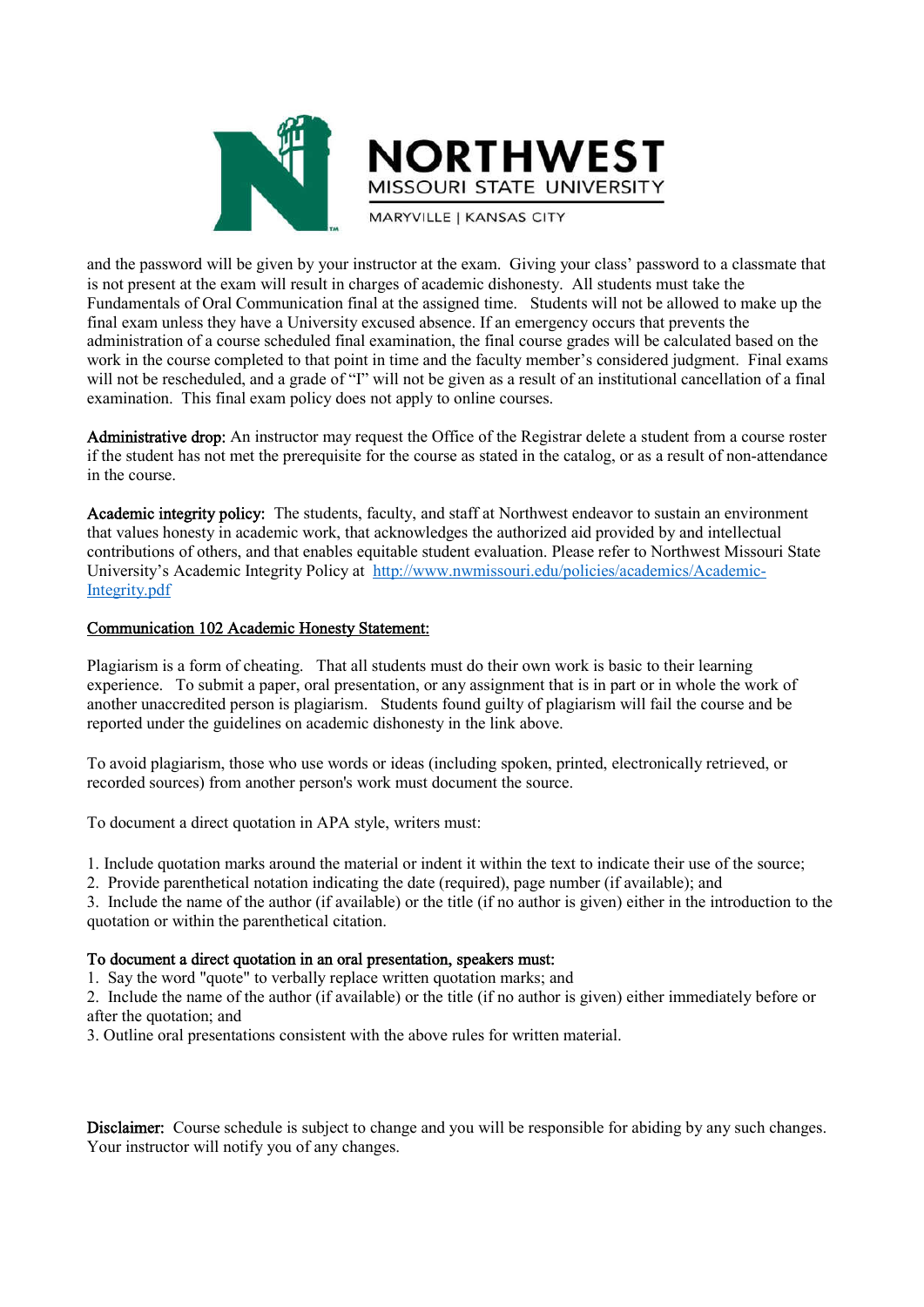and the password will be given by your instructor at the exam. Giving your class' password to a classmate that is not present at the exam will result in charges of academic dishonesty. All students must take the Fundamentals of Oral Communication final at the assigned time. Students will not be allowed to make up the final exam unless they have a University excused absence. If an emergency occurs that prevents the administration of a course scheduled final examination, the final course grades will be calculated based on the work in the course completed to that point in time and the faculty member's considered judgment. Final exams will not be rescheduled, and a grade of "I" will not be given as a result of an institutional cancellation of a final examination. This final exam policy does not apply to online courses.

**Administrative drop:** An instructor may request the Office of the Registrar delete a student from a course roster if the student has not met the prerequisite for the course as stated in the catalog, or as a result of non-attendance in the course.

**Academic integrity policy:** The students, faculty, and staff at Northwest endeavor to sustain an environment that values honesty in academic work, that acknowledges the authorized aid provided by and intellectual contributions of others, and that enables equitable student evaluation. Please refer to Northwest Missouri State University's Academic Integrity Policy at [http://www.nwmissouri.edu/policies/academics/Academic-Integrity.pdf](http://www.nwmissouri.edu/policies/academics/Academic-Integrity.pdf)

**Communication 102 Academic Honesty Statement:**

Plagiarism is a form of cheating. That all students must do their own work is basic to their learning experience. To submit a paper, oral presentation, or any assignment that is in part or in whole the work of another unaccredited person is plagiarism. Students found guilty of plagiarism will fail the course and be reported under the guidelines on academic dishonesty in the link above.

To avoid plagiarism, those who use words or ideas (including spoken, printed, electronically retrieved, or recorded sources) from another person's work must document the source.

To document a direct quotation in APA style, writers must:

1. Include quotation marks around the material or indent it within the text to indicate their use of the source;
2. Provide parenthetical notation indicating the date (required), page number (if available); and
3. Include the name of the author (if available) or the title (if no author is given) either in the introduction to the quotation or within the parenthetical citation.

**To document a direct quotation in an oral presentation, speakers must:**

1. Say the word "quote" to verbally replace written quotation marks; and
2. Include the name of the author (if available) or the title (if no author is given) either immediately before or after the quotation; and
3. Outline oral presentations consistent with the above rules for written material.

**Disclaimer:** Course schedule is subject to change and you will be responsible for abiding by any such changes. Your instructor will notify you of any changes.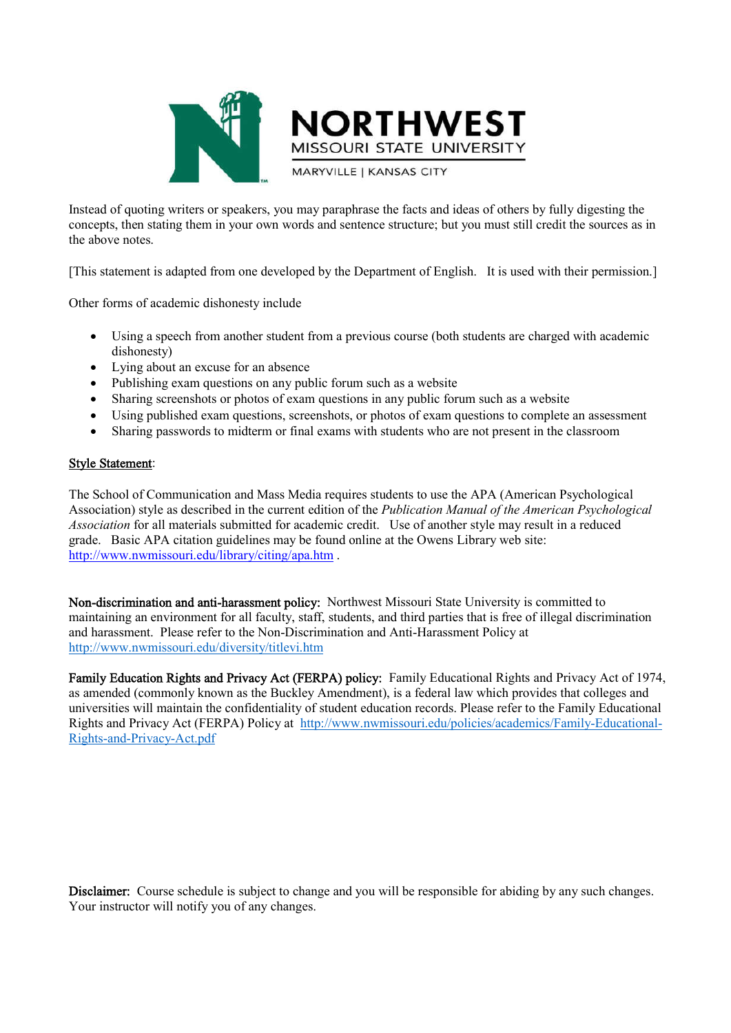Instead of quoting writers or speakers, you may paraphrase the facts and ideas of others by fully digesting the concepts, then stating them in your own words and sentence structure; but you must still credit the sources as in the above notes.

[This statement is adapted from one developed by the Department of English. It is used with their permission.]

Other forms of academic dishonesty include

- Using a speech from another student from a previous course (both students are charged with academic dishonesty)
- Lying about an excuse for an absence
- Publishing exam questions on any public forum such as a website
- Sharing screenshots or photos of exam questions in any public forum such as a website
- Using published exam questions, screenshots, or photos of exam questions to complete an assessment
- Sharing passwords to midterm or final exams with students who are not present in the classroom

<u>Style Statement</u>:

The School of Communication and Mass Media requires students to use the APA (American Psychological Association) style as described in the current edition of the *Publication Manual of the American Psychological Association* for all materials submitted for academic credit. Use of another style may result in a reduced grade. Basic APA citation guidelines may be found online at the Owens Library web site: http://www.nwmissouri.edu/library/citing/apa.htm .

**Non-discrimination and anti-harassment policy:** Northwest Missouri State University is committed to maintaining an environment for all faculty, staff, students, and third parties that is free of illegal discrimination and harassment. Please refer to the Non-Discrimination and Anti-Harassment Policy at http://www.nwmissouri.edu/diversity/titlevi.htm

**Family Education Rights and Privacy Act (FERPA) policy:** Family Educational Rights and Privacy Act of 1974, as amended (commonly known as the Buckley Amendment), is a federal law which provides that colleges and universities will maintain the confidentiality of student education records. Please refer to the Family Educational Rights and Privacy Act (FERPA) Policy at http://www.nwmissouri.edu/policies/academics/Family-Educational-Rights-and-Privacy-Act.pdf

**Disclaimer:** Course schedule is subject to change and you will be responsible for abiding by any such changes. Your instructor will notify you of any changes.